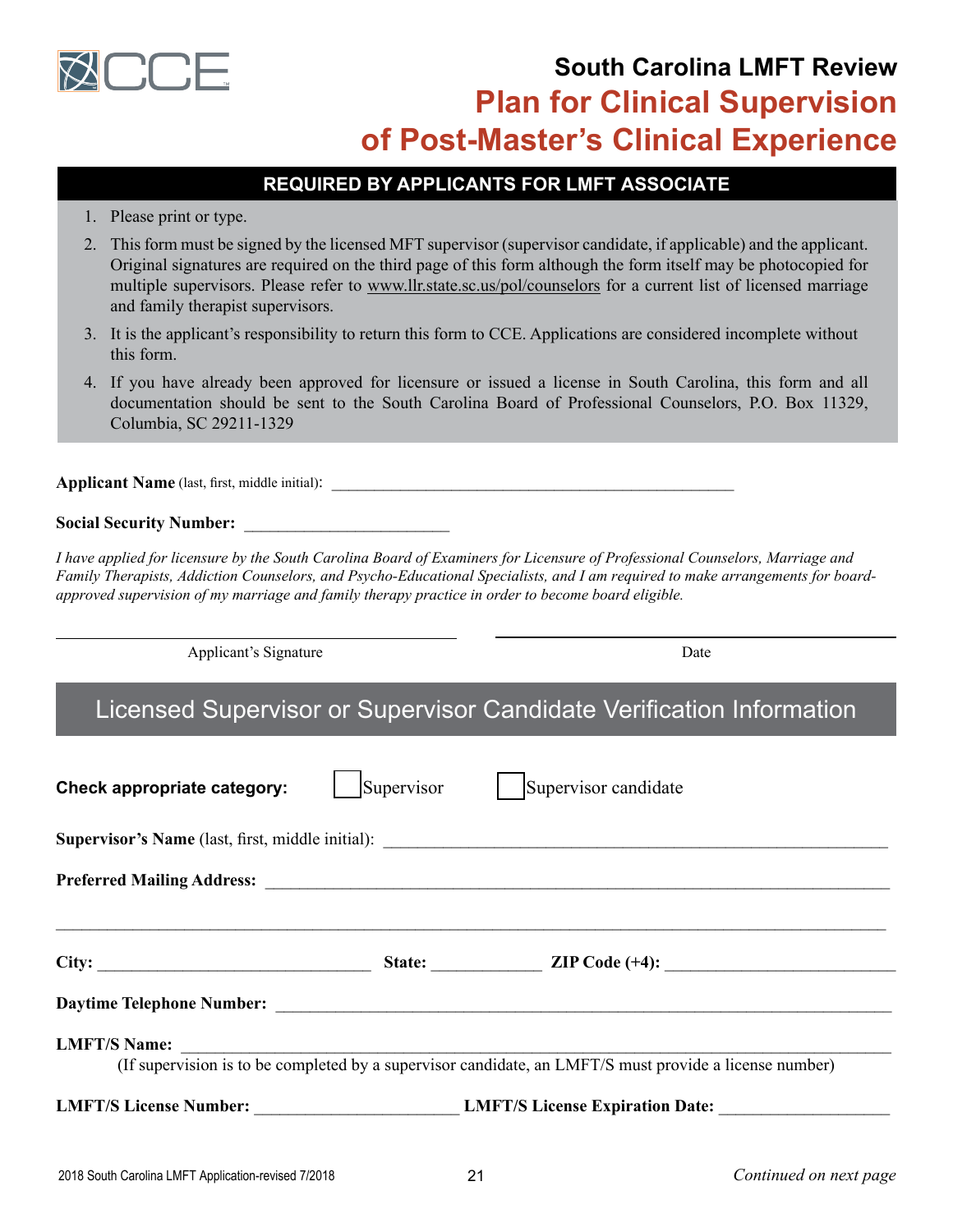# South Carolina LMFT Review

# Plan for Clinical Supervision of Post-Master's Clinical Experience

## REQUIRED BY APPLICANTS FOR LMFT ASSOCIATE

1. Please print or type.
2. This form must be signed by the licensed MFT supervisor (supervisor candidate, if applicable) and the applicant. Original signatures are required on the third page of this form although the form itself may be photocopied for multiple supervisors. Please refer to www.llr.state.sc.us/pol/counselors for a current list of licensed marriage and family therapist supervisors.
3. It is the applicant's responsibility to return this form to CCE. Applications are considered incomplete without this form.
4. If you have already been approved for licensure or issued a license in South Carolina, this form and all documentation should be sent to the South Carolina Board of Professional Counselors, P.O. Box 11329, Columbia, SC 29211-1329

**Applicant Name** (last, first, middle initial): ____________________________________________

**Social Security Number:** ______________________

*I have applied for licensure by the South Carolina Board of Examiners for Licensure of Professional Counselors, Marriage and Family Therapists, Addiction Counselors, and Psycho-Educational Specialists, and I am required to make arrangements for board-approved supervision of my marriage and family therapy practice in order to become board eligible.*

____________________________________ ____________________________________

Applicant's Signature Date

## Licensed Supervisor or Supervisor Candidate Verification Information

**Check appropriate category:** ☐ Supervisor ☐ Supervisor candidate

**Supervisor's Name** (last, first, middle initial): ____________________________________________

**Preferred Mailing Address:** ____________________________________________

____________________________________________

**City:** ____________________ **State:** __________ **ZIP Code (+4):** ____________________

**Daytime Telephone Number:** ____________________________________________

**LMFT/S Name:** ____________________________________________

(If supervision is to be completed by a supervisor candidate, an LMFT/S must provide a license number)

**LMFT/S License Number:** ____________________ **LMFT/S License Expiration Date:** ____________________

2018 South Carolina LMFT Application-revised 7/2018

*Continued on next page*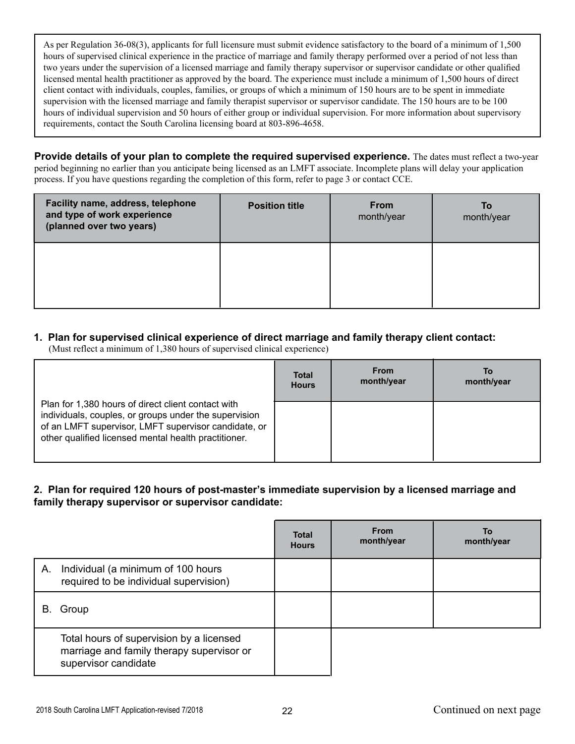As per Regulation 36-08(3), applicants for full licensure must submit evidence satisfactory to the board of a minimum of 1,500 hours of supervised clinical experience in the practice of marriage and family therapy performed over a period of not less than two years under the supervision of a licensed marriage and family therapy supervisor or supervisor candidate or other qualified licensed mental health practitioner as approved by the board. The experience must include a minimum of 1,500 hours of direct client contact with individuals, couples, families, or groups of which a minimum of 150 hours are to be spent in immediate supervision with the licensed marriage and family therapist supervisor or supervisor candidate. The 150 hours are to be 100 hours of individual supervision and 50 hours of either group or individual supervision. For more information about supervisory requirements, contact the South Carolina licensing board at 803-896-4658.

**Provide details of your plan to complete the required supervised experience.** The dates must reflect a two-year period beginning no earlier than you anticipate being licensed as an LMFT associate. Incomplete plans will delay your application process. If you have questions regarding the completion of this form, refer to page 3 or contact CCE.

| Facility name, address, telephone and type of work experience (planned over two years) | Position title | From month/year | To month/year |
|---|---|---|---|
| | | | |

**1. Plan for supervised clinical experience of direct marriage and family therapy client contact:**
(Must reflect a minimum of 1,380 hours of supervised clinical experience)

| | Total Hours | From month/year | To month/year |
|---|---|---|---|
| Plan for 1,380 hours of direct client contact with individuals, couples, or groups under the supervision of an LMFT supervisor, LMFT supervisor candidate, or other qualified licensed mental health practitioner. | | | |

**2. Plan for required 120 hours of post-master's immediate supervision by a licensed marriage and family therapy supervisor or supervisor candidate:**

| | Total Hours | From month/year | To month/year |
|---|---|---|---|
| A. Individual (a minimum of 100 hours required to be individual supervision) | | | |
| B. Group | | | |
| Total hours of supervision by a licensed marriage and family therapy supervisor or supervisor candidate | | | |

Continued on next page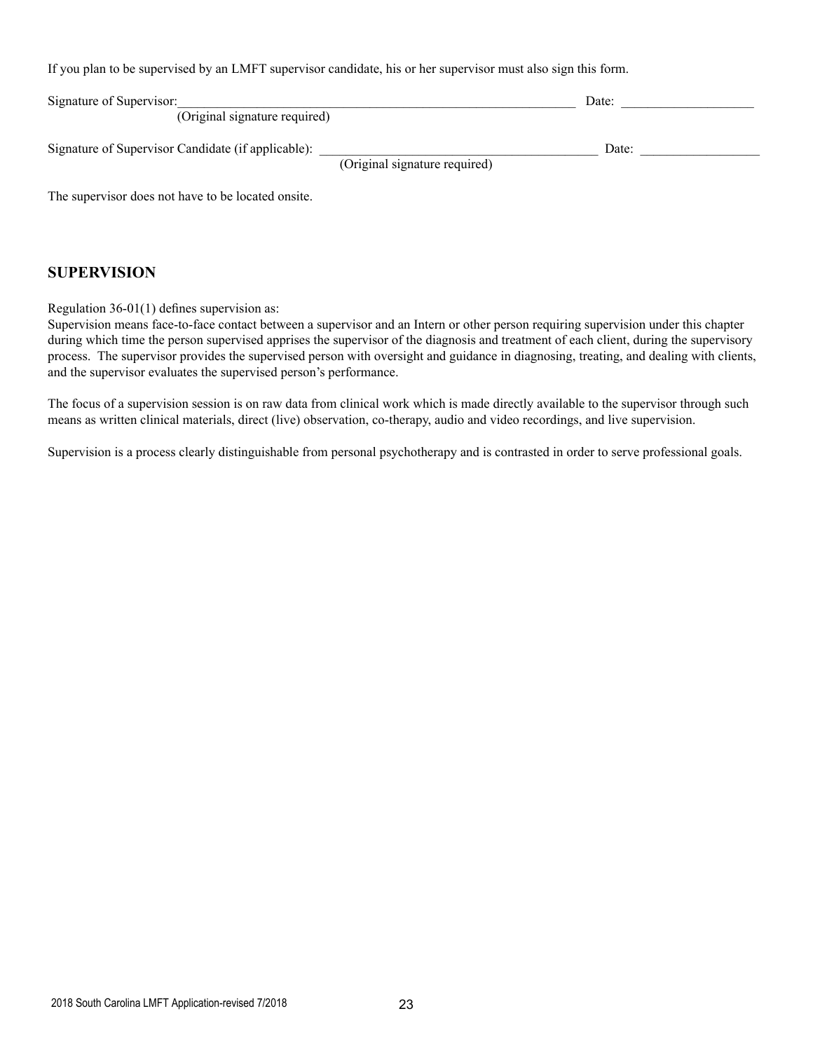If you plan to be supervised by an LMFT supervisor candidate, his or her supervisor must also sign this form.

Signature of Supervisor:_______________________________________________________________ Date: ____________________
(Original signature required)

Signature of Supervisor Candidate (if applicable): __________________________________________ Date: __________________
(Original signature required)

The supervisor does not have to be located onsite.

## SUPERVISION

Regulation 36-01(1) defines supervision as:
Supervision means face-to-face contact between a supervisor and an Intern or other person requiring supervision under this chapter during which time the person supervised apprises the supervisor of the diagnosis and treatment of each client, during the supervisory process. The supervisor provides the supervised person with oversight and guidance in diagnosing, treating, and dealing with clients, and the supervisor evaluates the supervised person's performance.

The focus of a supervision session is on raw data from clinical work which is made directly available to the supervisor through such means as written clinical materials, direct (live) observation, co-therapy, audio and video recordings, and live supervision.

Supervision is a process clearly distinguishable from personal psychotherapy and is contrasted in order to serve professional goals.